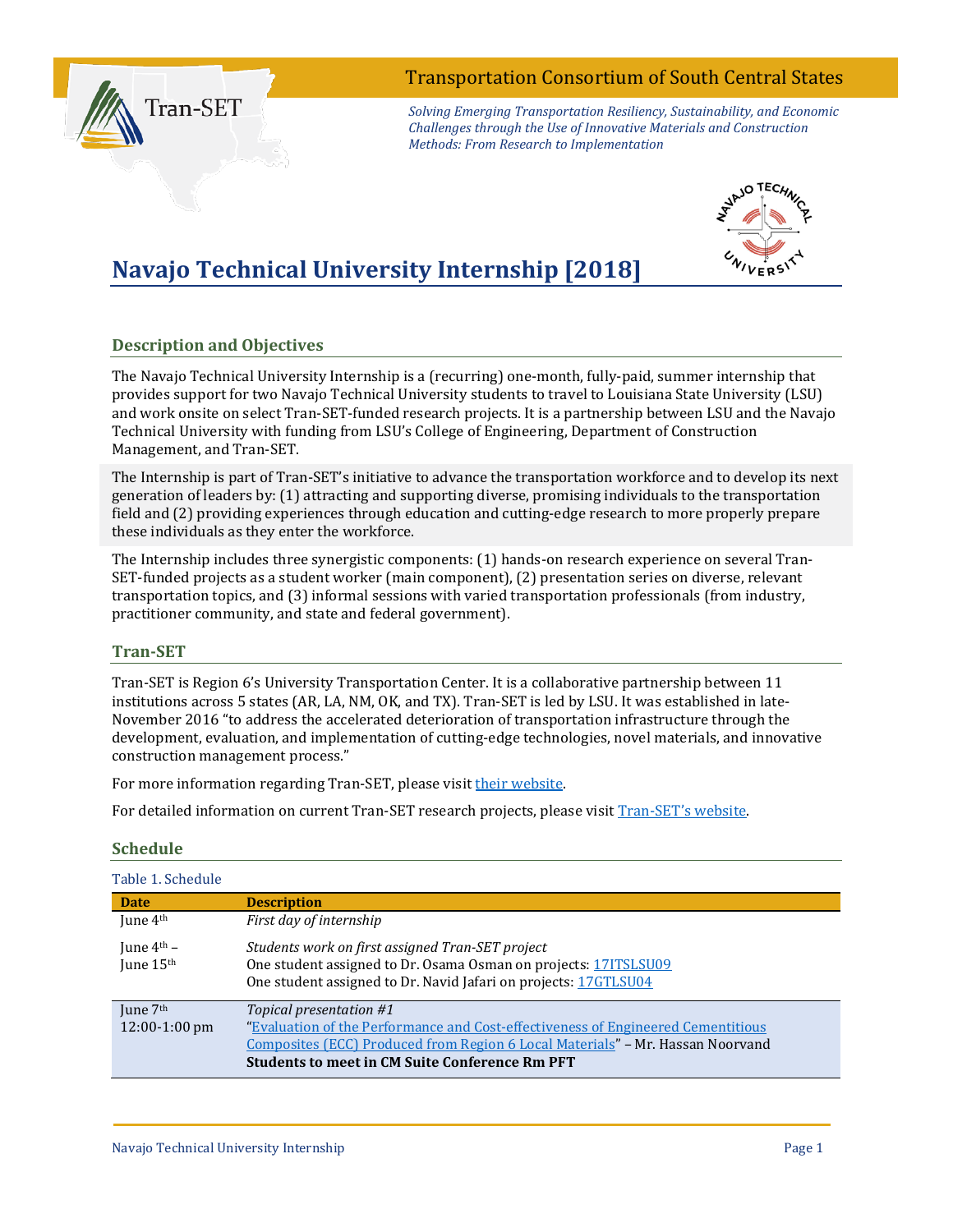Transportation Consortium of South Central States

*Solving Emerging Transportation Resiliency, Sustainability, and Economic Challenges through the Use of Innovative Materials and Construction Methods: From Research to Implementation*

# Navajo Technical University Internship [2018]

## Description and Objectives

The Navajo Technical University Internship is a (recurring) one-month, fully-paid, summer internship that provides support for two Navajo Technical University students to travel to Louisiana State University (LSU) and work onsite on select Tran-SET-funded research projects. It is a partnership between LSU and the Navajo Technical University with funding from LSU's College of Engineering, Department of Construction Management, and Tran-SET.

The Internship is part of Tran-SET's initiative to advance the transportation workforce and to develop its next generation of leaders by: (1) attracting and supporting diverse, promising individuals to the transportation field and (2) providing experiences through education and cutting-edge research to more properly prepare these individuals as they enter the workforce.

The Internship includes three synergistic components: (1) hands-on research experience on several Tran-SET-funded projects as a student worker (main component), (2) presentation series on diverse, relevant transportation topics, and (3) informal sessions with varied transportation professionals (from industry, practitioner community, and state and federal government).

## Tran-SET

Tran-SET is Region 6's University Transportation Center. It is a collaborative partnership between 11 institutions across 5 states (AR, LA, NM, OK, and TX). Tran-SET is led by LSU. It was established in late-November 2016 "to address the accelerated deterioration of transportation infrastructure through the development, evaluation, and implementation of cutting-edge technologies, novel materials, and innovative construction management process."

For more information regarding Tran-SET, please visit their website.

For detailed information on current Tran-SET research projects, please visit Tran-SET's website.

## Schedule

Table 1. Schedule

| Date | Description |
|---|---|
| June 4th | *First day of internship* |
| June 4th – June 15th | *Students work on first assigned Tran-SET project*<br>One student assigned to Dr. Osama Osman on projects: 17ITSLSU09<br>One student assigned to Dr. Navid Jafari on projects: 17GTLSU04 |
| June 7th 12:00-1:00 pm | *Topical presentation #1*<br>"Evaluation of the Performance and Cost-effectiveness of Engineered Cementitious Composites (ECC) Produced from Region 6 Local Materials" – Mr. Hassan Noorvand<br>**Students to meet in CM Suite Conference Rm PFT** |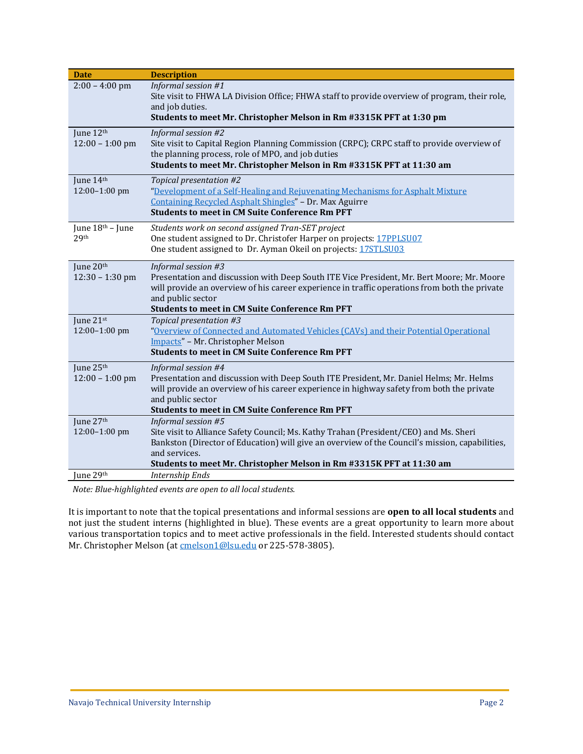| Date | Description |
|---|---|
| 2:00 – 4:00 pm | *Informal session #1*<br>Site visit to FHWA LA Division Office; FHWA staff to provide overview of program, their role, and job duties.<br>**Students to meet Mr. Christopher Melson in Rm #3315K PFT at 1:30 pm** |
| June 12th<br>12:00 – 1:00 pm | *Informal session #2*<br>Site visit to Capital Region Planning Commission (CRPC); CRPC staff to provide overview of the planning process, role of MPO, and job duties<br>**Students to meet Mr. Christopher Melson in Rm #3315K PFT at 11:30 am** |
| June 14th<br>12:00–1:00 pm | *Topical presentation #2*<br>"Development of a Self-Healing and Rejuvenating Mechanisms for Asphalt Mixture Containing Recycled Asphalt Shingles" – Dr. Max Aguirre<br>**Students to meet in CM Suite Conference Rm PFT** |
| June 18th – June 29th | *Students work on second assigned Tran-SET project*<br>One student assigned to Dr. Christofer Harper on projects: 17PPLSU07<br>One student assigned to Dr. Ayman Okeil on projects: 17STLSU03 |
| June 20th<br>12:30 – 1:30 pm | *Informal session #3*<br>Presentation and discussion with Deep South ITE Vice President, Mr. Bert Moore; Mr. Moore will provide an overview of his career experience in traffic operations from both the private and public sector<br>**Students to meet in CM Suite Conference Rm PFT** |
| June 21st<br>12:00–1:00 pm | *Topical presentation #3*<br>"Overview of Connected and Automated Vehicles (CAVs) and their Potential Operational Impacts" – Mr. Christopher Melson<br>**Students to meet in CM Suite Conference Rm PFT** |
| June 25th<br>12:00 – 1:00 pm | *Informal session #4*<br>Presentation and discussion with Deep South ITE President, Mr. Daniel Helms; Mr. Helms will provide an overview of his career experience in highway safety from both the private and public sector<br>**Students to meet in CM Suite Conference Rm PFT** |
| June 27th<br>12:00–1:00 pm | *Informal session #5*<br>Site visit to Alliance Safety Council; Ms. Kathy Trahan (President/CEO) and Ms. Sheri Bankston (Director of Education) will give an overview of the Council's mission, capabilities, and services.<br>**Students to meet Mr. Christopher Melson in Rm #3315K PFT at 11:30 am** |
| June 29th | *Internship Ends* |

*Note: Blue-highlighted events are open to all local students.*

It is important to note that the topical presentations and informal sessions are **open to all local students** and not just the student interns (highlighted in blue). These events are a great opportunity to learn more about various transportation topics and to meet active professionals in the field. Interested students should contact Mr. Christopher Melson (at cmelson1@lsu.edu or 225-578-3805).